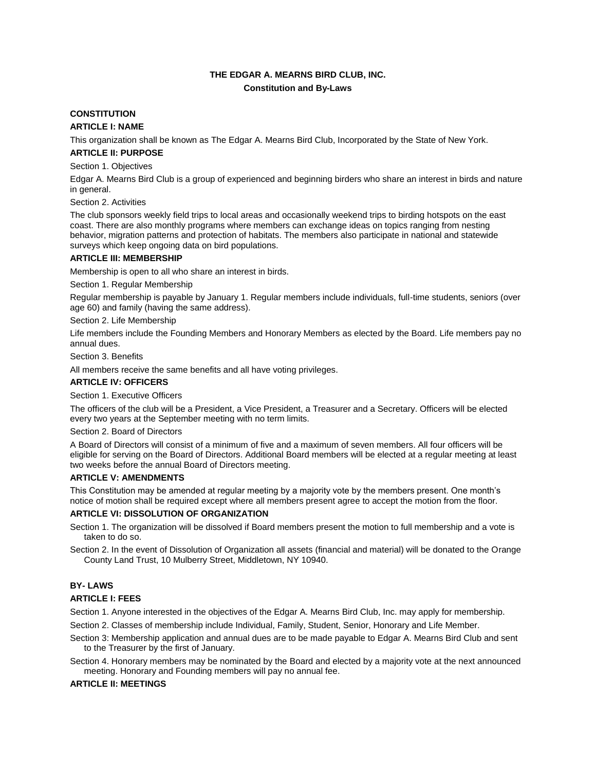# THE EDGAR A. MEARNS BIRD CLUB, INC.

## Constitution and By-Laws

### CONSTITUTION

#### ARTICLE I: NAME

This organization shall be known as The Edgar A. Mearns Bird Club, Incorporated by the State of New York.

#### ARTICLE II: PURPOSE

Section 1. Objectives

Edgar A. Mearns Bird Club is a group of experienced and beginning birders who share an interest in birds and nature in general.

Section 2. Activities

The club sponsors weekly field trips to local areas and occasionally weekend trips to birding hotspots on the east coast. There are also monthly programs where members can exchange ideas on topics ranging from nesting behavior, migration patterns and protection of habitats. The members also participate in national and statewide surveys which keep ongoing data on bird populations.

#### ARTICLE III: MEMBERSHIP

Membership is open to all who share an interest in birds.

Section 1. Regular Membership

Regular membership is payable by January 1. Regular members include individuals, full-time students, seniors (over age 60) and family (having the same address).

Section 2. Life Membership

Life members include the Founding Members and Honorary Members as elected by the Board. Life members pay no annual dues.

Section 3. Benefits

All members receive the same benefits and all have voting privileges.

#### ARTICLE IV: OFFICERS

Section 1. Executive Officers

The officers of the club will be a President, a Vice President, a Treasurer and a Secretary. Officers will be elected every two years at the September meeting with no term limits.

Section 2. Board of Directors

A Board of Directors will consist of a minimum of five and a maximum of seven members. All four officers will be eligible for serving on the Board of Directors. Additional Board members will be elected at a regular meeting at least two weeks before the annual Board of Directors meeting.

#### ARTICLE V: AMENDMENTS

This Constitution may be amended at regular meeting by a majority vote by the members present. One month's notice of motion shall be required except where all members present agree to accept the motion from the floor.

#### ARTICLE VI: DISSOLUTION OF ORGANIZATION

Section 1. The organization will be dissolved if Board members present the motion to full membership and a vote is taken to do so.

Section 2. In the event of Dissolution of Organization all assets (financial and material) will be donated to the Orange County Land Trust, 10 Mulberry Street, Middletown, NY 10940.

### BY- LAWS

#### ARTICLE I: FEES

Section 1. Anyone interested in the objectives of the Edgar A. Mearns Bird Club, Inc. may apply for membership.

Section 2. Classes of membership include Individual, Family, Student, Senior, Honorary and Life Member.

Section 3: Membership application and annual dues are to be made payable to Edgar A. Mearns Bird Club and sent to the Treasurer by the first of January.

Section 4. Honorary members may be nominated by the Board and elected by a majority vote at the next announced meeting. Honorary and Founding members will pay no annual fee.

#### ARTICLE II: MEETINGS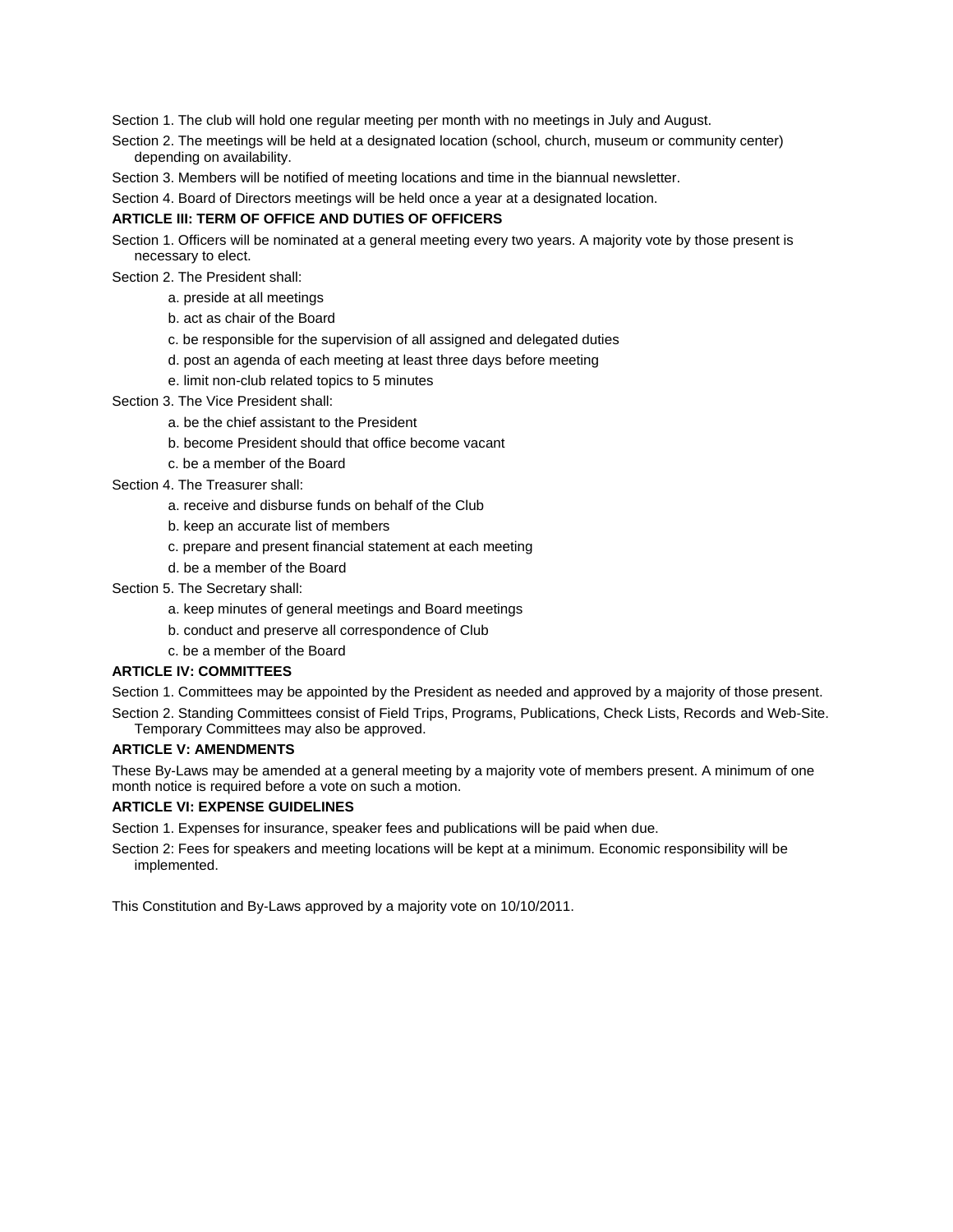Section 1. The club will hold one regular meeting per month with no meetings in July and August.

Section 2. The meetings will be held at a designated location (school, church, museum or community center) depending on availability.

Section 3. Members will be notified of meeting locations and time in the biannual newsletter.

Section 4. Board of Directors meetings will be held once a year at a designated location.

**ARTICLE III: TERM OF OFFICE AND DUTIES OF OFFICERS**

Section 1. Officers will be nominated at a general meeting every two years. A majority vote by those present is necessary to elect.

Section 2. The President shall:

- a. preside at all meetings
- b. act as chair of the Board
- c. be responsible for the supervision of all assigned and delegated duties
- d. post an agenda of each meeting at least three days before meeting
- e. limit non-club related topics to 5 minutes

Section 3. The Vice President shall:

- a. be the chief assistant to the President
- b. become President should that office become vacant
- c. be a member of the Board

Section 4. The Treasurer shall:

- a. receive and disburse funds on behalf of the Club
- b. keep an accurate list of members
- c. prepare and present financial statement at each meeting
- d. be a member of the Board

Section 5. The Secretary shall:

- a. keep minutes of general meetings and Board meetings
- b. conduct and preserve all correspondence of Club
- c. be a member of the Board

**ARTICLE IV: COMMITTEES**

Section 1. Committees may be appointed by the President as needed and approved by a majority of those present.

Section 2. Standing Committees consist of Field Trips, Programs, Publications, Check Lists, Records and Web-Site. Temporary Committees may also be approved.

**ARTICLE V: AMENDMENTS**

These By-Laws may be amended at a general meeting by a majority vote of members present. A minimum of one month notice is required before a vote on such a motion.

**ARTICLE VI: EXPENSE GUIDELINES**

Section 1. Expenses for insurance, speaker fees and publications will be paid when due.

Section 2: Fees for speakers and meeting locations will be kept at a minimum. Economic responsibility will be implemented.

This Constitution and By-Laws approved by a majority vote on 10/10/2011.